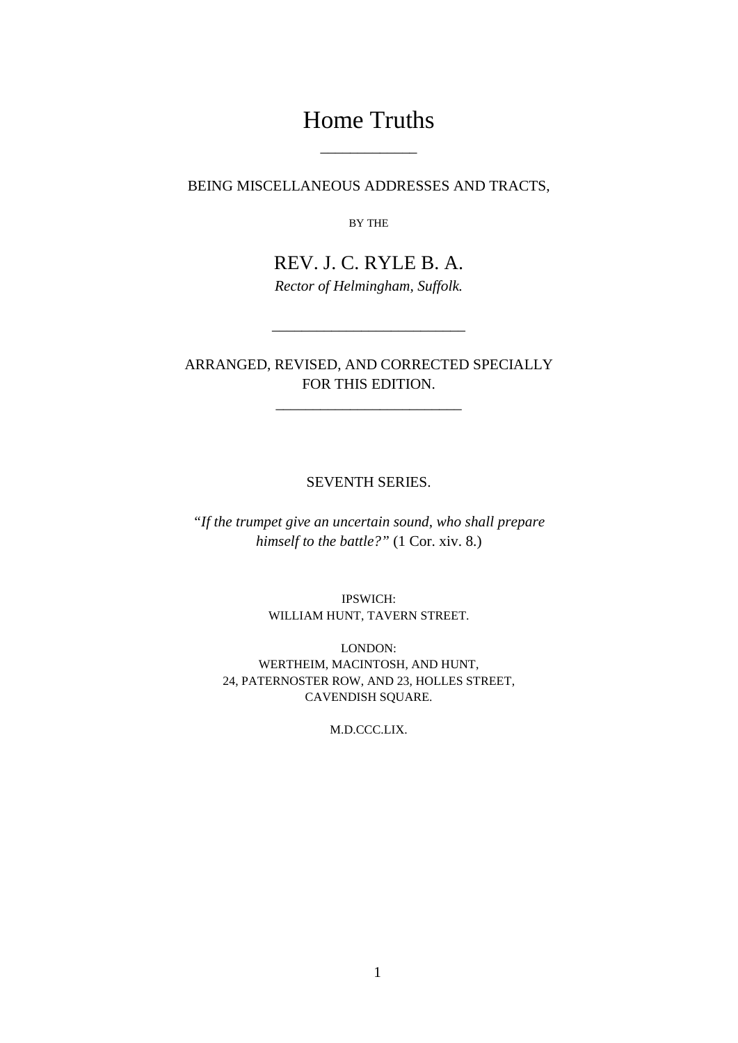# Home Truths

---

BEING MISCELLANEOUS ADDRESSES AND TRACTS,

BY THE

## REV. J. C. RYLE B. A.

*Rector of Helmingham, Suffolk.*

---

ARRANGED, REVISED, AND CORRECTED SPECIALLY FOR THIS EDITION.

---

SEVENTH SERIES.

*"If the trumpet give an uncertain sound, who shall prepare himself to the battle?"* (1 Cor. xiv. 8.)

IPSWICH:
WILLIAM HUNT, TAVERN STREET.

LONDON:
WERTHEIM, MACINTOSH, AND HUNT,
24, PATERNOSTER ROW, AND 23, HOLLES STREET,
CAVENDISH SQUARE.

M.D.CCC.LIX.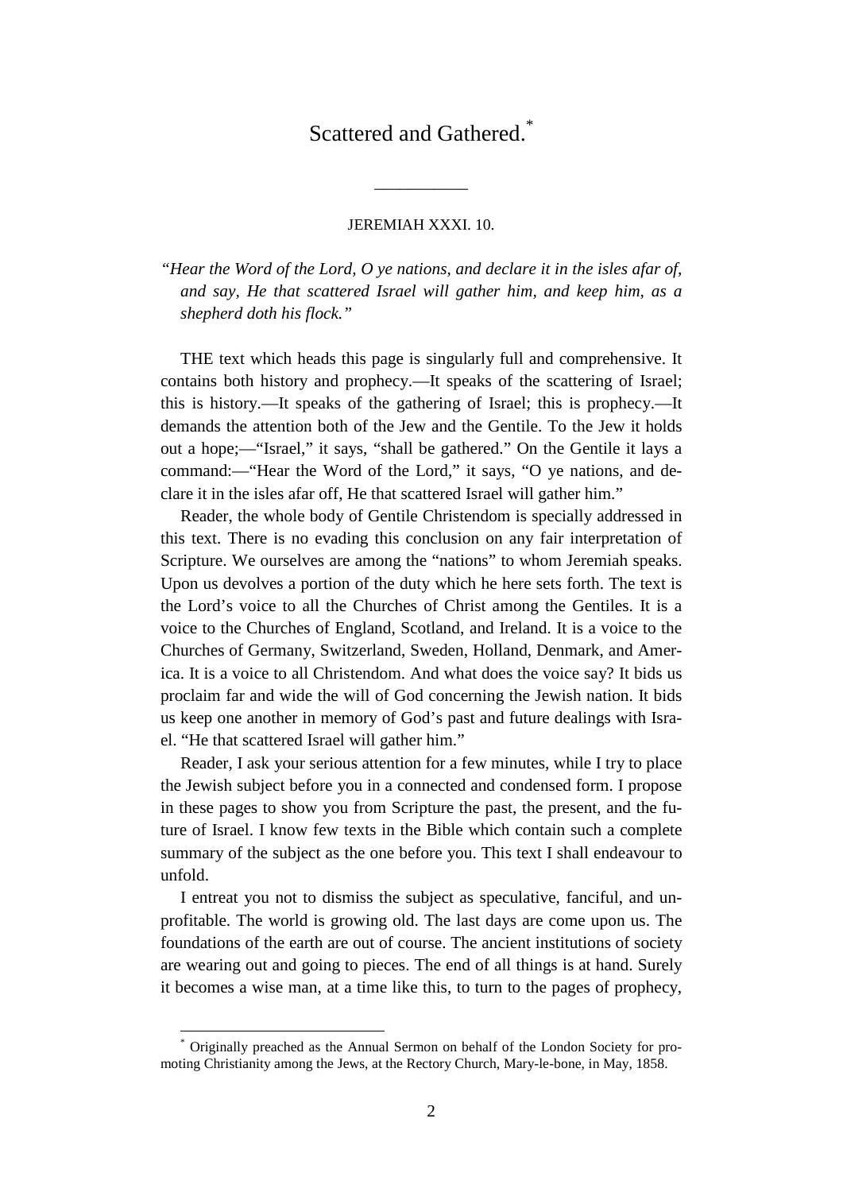# Scattered and Gathered.[*]

---

JEREMIAH XXXI. 10.

*"Hear the Word of the Lord, O ye nations, and declare it in the isles afar of, and say, He that scattered Israel will gather him, and keep him, as a shepherd doth his flock."*

THE text which heads this page is singularly full and comprehensive. It contains both history and prophecy.—It speaks of the scattering of Israel; this is history.—It speaks of the gathering of Israel; this is prophecy.—It demands the attention both of the Jew and the Gentile. To the Jew it holds out a hope;—"Israel," it says, "shall be gathered." On the Gentile it lays a command:—"Hear the Word of the Lord," it says, "O ye nations, and declare it in the isles afar off, He that scattered Israel will gather him."

Reader, the whole body of Gentile Christendom is specially addressed in this text. There is no evading this conclusion on any fair interpretation of Scripture. We ourselves are among the "nations" to whom Jeremiah speaks. Upon us devolves a portion of the duty which he here sets forth. The text is the Lord's voice to all the Churches of Christ among the Gentiles. It is a voice to the Churches of England, Scotland, and Ireland. It is a voice to the Churches of Germany, Switzerland, Sweden, Holland, Denmark, and America. It is a voice to all Christendom. And what does the voice say? It bids us proclaim far and wide the will of God concerning the Jewish nation. It bids us keep one another in memory of God's past and future dealings with Israel. "He that scattered Israel will gather him."

Reader, I ask your serious attention for a few minutes, while I try to place the Jewish subject before you in a connected and condensed form. I propose in these pages to show you from Scripture the past, the present, and the future of Israel. I know few texts in the Bible which contain such a complete summary of the subject as the one before you. This text I shall endeavour to unfold.

I entreat you not to dismiss the subject as speculative, fanciful, and unprofitable. The world is growing old. The last days are come upon us. The foundations of the earth are out of course. The ancient institutions of society are wearing out and going to pieces. The end of all things is at hand. Surely it becomes a wise man, at a time like this, to turn to the pages of prophecy,

---

[*] Originally preached as the Annual Sermon on behalf of the London Society for promoting Christianity among the Jews, at the Rectory Church, Mary-le-bone, in May, 1858.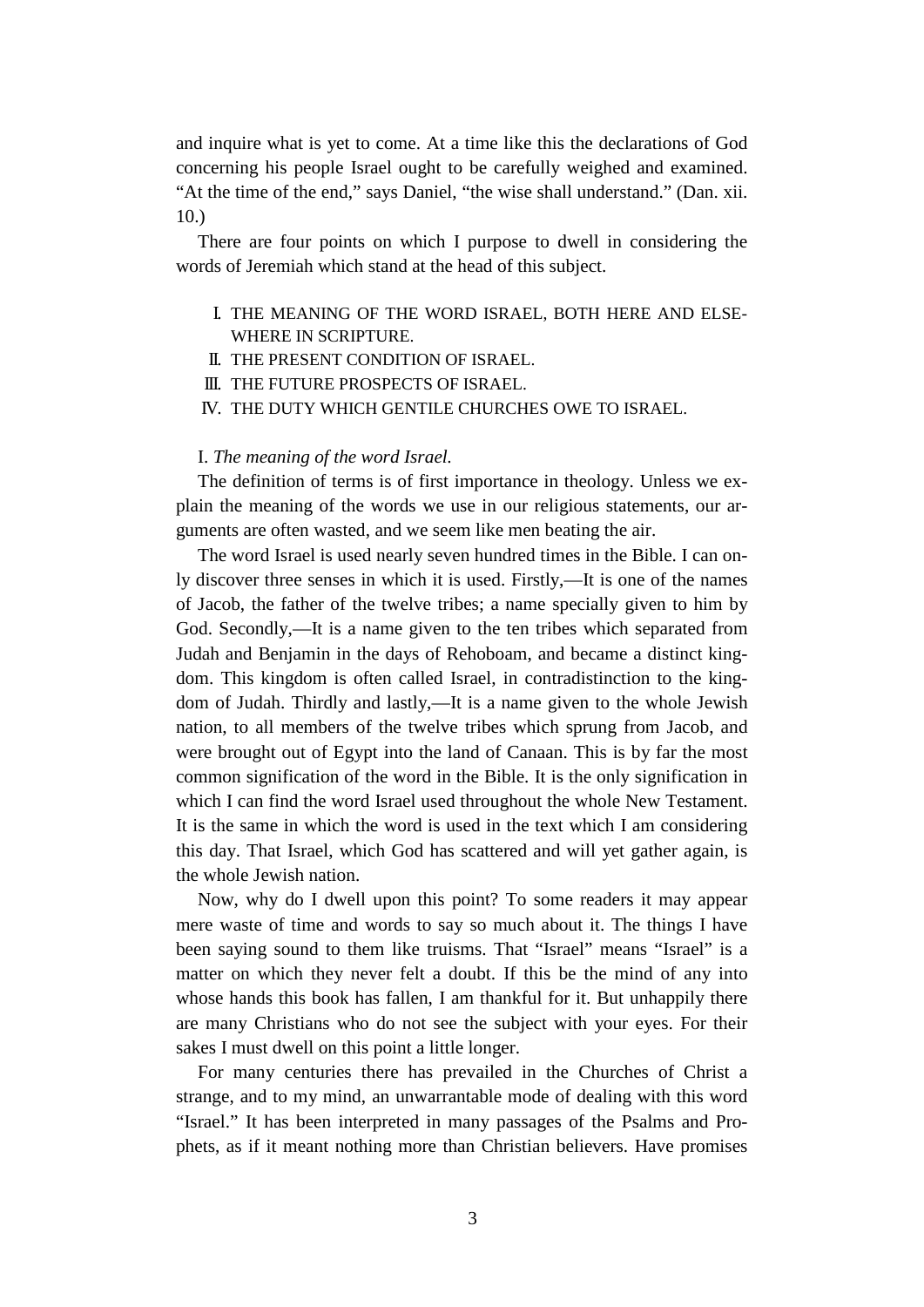and inquire what is yet to come. At a time like this the declarations of God concerning his people Israel ought to be carefully weighed and examined. "At the time of the end," says Daniel, "the wise shall understand." (Dan. xii. 10.)

There are four points on which I purpose to dwell in considering the words of Jeremiah which stand at the head of this subject.

I. THE MEANING OF THE WORD ISRAEL, BOTH HERE AND ELSEWHERE IN SCRIPTURE.
II. THE PRESENT CONDITION OF ISRAEL.
III. THE FUTURE PROSPECTS OF ISRAEL.
IV. THE DUTY WHICH GENTILE CHURCHES OWE TO ISRAEL.

I. *The meaning of the word Israel.*

The definition of terms is of first importance in theology. Unless we explain the meaning of the words we use in our religious statements, our arguments are often wasted, and we seem like men beating the air.

The word Israel is used nearly seven hundred times in the Bible. I can only discover three senses in which it is used. Firstly,—It is one of the names of Jacob, the father of the twelve tribes; a name specially given to him by God. Secondly,—It is a name given to the ten tribes which separated from Judah and Benjamin in the days of Rehoboam, and became a distinct kingdom. This kingdom is often called Israel, in contradistinction to the kingdom of Judah. Thirdly and lastly,—It is a name given to the whole Jewish nation, to all members of the twelve tribes which sprung from Jacob, and were brought out of Egypt into the land of Canaan. This is by far the most common signification of the word in the Bible. It is the only signification in which I can find the word Israel used throughout the whole New Testament. It is the same in which the word is used in the text which I am considering this day. That Israel, which God has scattered and will yet gather again, is the whole Jewish nation.

Now, why do I dwell upon this point? To some readers it may appear mere waste of time and words to say so much about it. The things I have been saying sound to them like truisms. That "Israel" means "Israel" is a matter on which they never felt a doubt. If this be the mind of any into whose hands this book has fallen, I am thankful for it. But unhappily there are many Christians who do not see the subject with your eyes. For their sakes I must dwell on this point a little longer.

For many centuries there has prevailed in the Churches of Christ a strange, and to my mind, an unwarrantable mode of dealing with this word "Israel." It has been interpreted in many passages of the Psalms and Prophets, as if it meant nothing more than Christian believers. Have promises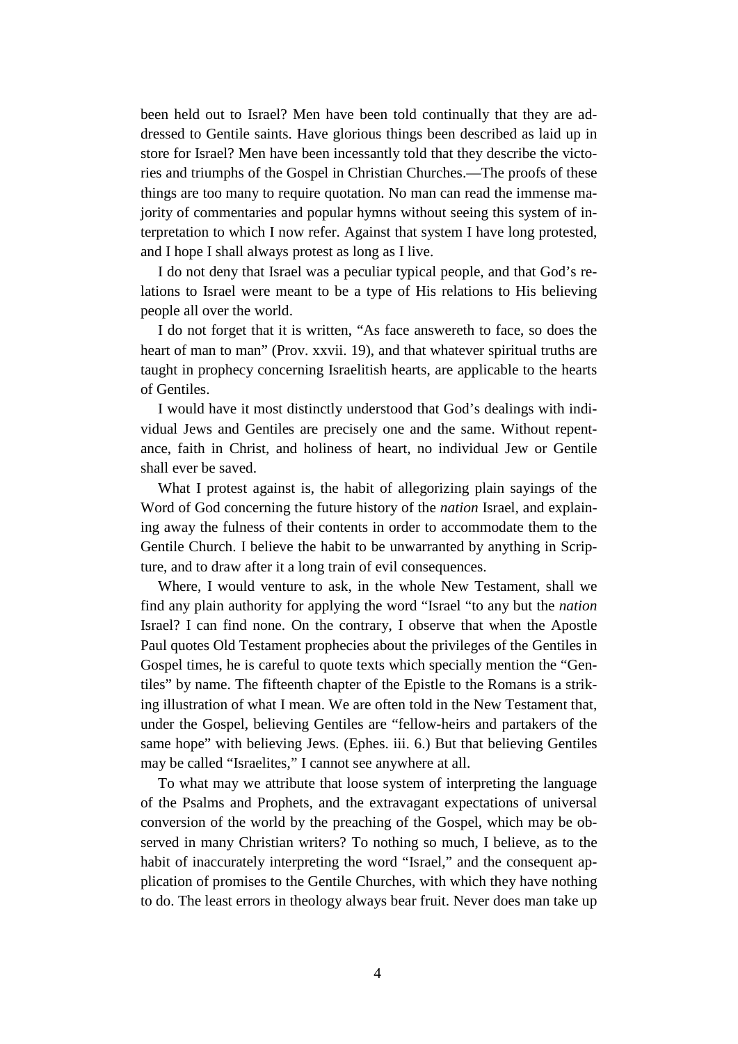been held out to Israel? Men have been told continually that they are addressed to Gentile saints. Have glorious things been described as laid up in store for Israel? Men have been incessantly told that they describe the victories and triumphs of the Gospel in Christian Churches.—The proofs of these things are too many to require quotation. No man can read the immense majority of commentaries and popular hymns without seeing this system of interpretation to which I now refer. Against that system I have long protested, and I hope I shall always protest as long as I live.

I do not deny that Israel was a peculiar typical people, and that God's relations to Israel were meant to be a type of His relations to His believing people all over the world.

I do not forget that it is written, "As face answereth to face, so does the heart of man to man" (Prov. xxvii. 19), and that whatever spiritual truths are taught in prophecy concerning Israelitish hearts, are applicable to the hearts of Gentiles.

I would have it most distinctly understood that God's dealings with individual Jews and Gentiles are precisely one and the same. Without repentance, faith in Christ, and holiness of heart, no individual Jew or Gentile shall ever be saved.

What I protest against is, the habit of allegorizing plain sayings of the Word of God concerning the future history of the *nation* Israel, and explaining away the fulness of their contents in order to accommodate them to the Gentile Church. I believe the habit to be unwarranted by anything in Scripture, and to draw after it a long train of evil consequences.

Where, I would venture to ask, in the whole New Testament, shall we find any plain authority for applying the word "Israel "to any but the *nation* Israel? I can find none. On the contrary, I observe that when the Apostle Paul quotes Old Testament prophecies about the privileges of the Gentiles in Gospel times, he is careful to quote texts which specially mention the "Gentiles" by name. The fifteenth chapter of the Epistle to the Romans is a striking illustration of what I mean. We are often told in the New Testament that, under the Gospel, believing Gentiles are "fellow-heirs and partakers of the same hope" with believing Jews. (Ephes. iii. 6.) But that believing Gentiles may be called "Israelites," I cannot see anywhere at all.

To what may we attribute that loose system of interpreting the language of the Psalms and Prophets, and the extravagant expectations of universal conversion of the world by the preaching of the Gospel, which may be observed in many Christian writers? To nothing so much, I believe, as to the habit of inaccurately interpreting the word "Israel," and the consequent application of promises to the Gentile Churches, with which they have nothing to do. The least errors in theology always bear fruit. Never does man take up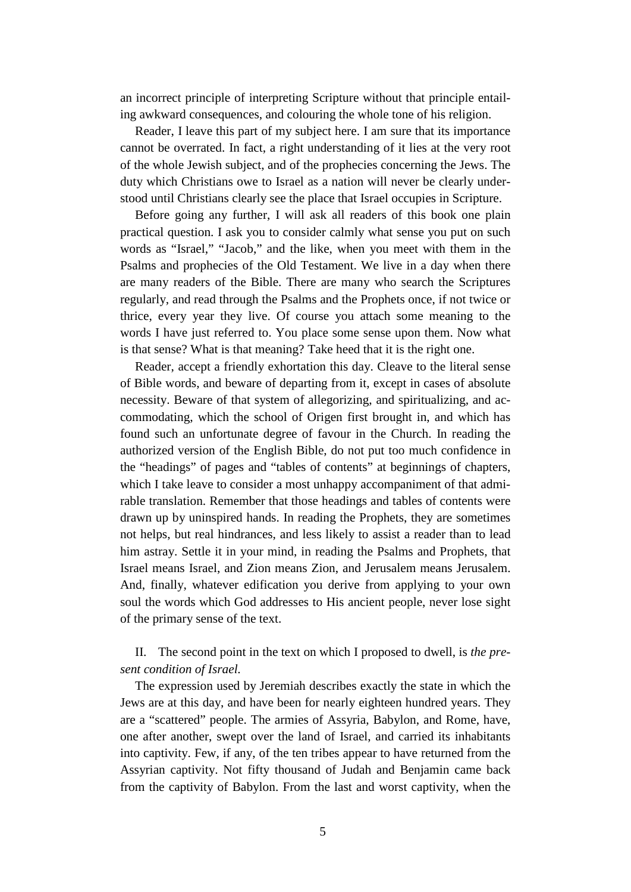an incorrect principle of interpreting Scripture without that principle entailing awkward consequences, and colouring the whole tone of his religion.

Reader, I leave this part of my subject here. I am sure that its importance cannot be overrated. In fact, a right understanding of it lies at the very root of the whole Jewish subject, and of the prophecies concerning the Jews. The duty which Christians owe to Israel as a nation will never be clearly understood until Christians clearly see the place that Israel occupies in Scripture.

Before going any further, I will ask all readers of this book one plain practical question. I ask you to consider calmly what sense you put on such words as "Israel," "Jacob," and the like, when you meet with them in the Psalms and prophecies of the Old Testament. We live in a day when there are many readers of the Bible. There are many who search the Scriptures regularly, and read through the Psalms and the Prophets once, if not twice or thrice, every year they live. Of course you attach some meaning to the words I have just referred to. You place some sense upon them. Now what is that sense? What is that meaning? Take heed that it is the right one.

Reader, accept a friendly exhortation this day. Cleave to the literal sense of Bible words, and beware of departing from it, except in cases of absolute necessity. Beware of that system of allegorizing, and spiritualizing, and accommodating, which the school of Origen first brought in, and which has found such an unfortunate degree of favour in the Church. In reading the authorized version of the English Bible, do not put too much confidence in the "headings" of pages and "tables of contents" at beginnings of chapters, which I take leave to consider a most unhappy accompaniment of that admirable translation. Remember that those headings and tables of contents were drawn up by uninspired hands. In reading the Prophets, they are sometimes not helps, but real hindrances, and less likely to assist a reader than to lead him astray. Settle it in your mind, in reading the Psalms and Prophets, that Israel means Israel, and Zion means Zion, and Jerusalem means Jerusalem. And, finally, whatever edification you derive from applying to your own soul the words which God addresses to His ancient people, never lose sight of the primary sense of the text.

II. The second point in the text on which I proposed to dwell, is *the present condition of Israel.*

The expression used by Jeremiah describes exactly the state in which the Jews are at this day, and have been for nearly eighteen hundred years. They are a "scattered" people. The armies of Assyria, Babylon, and Rome, have, one after another, swept over the land of Israel, and carried its inhabitants into captivity. Few, if any, of the ten tribes appear to have returned from the Assyrian captivity. Not fifty thousand of Judah and Benjamin came back from the captivity of Babylon. From the last and worst captivity, when the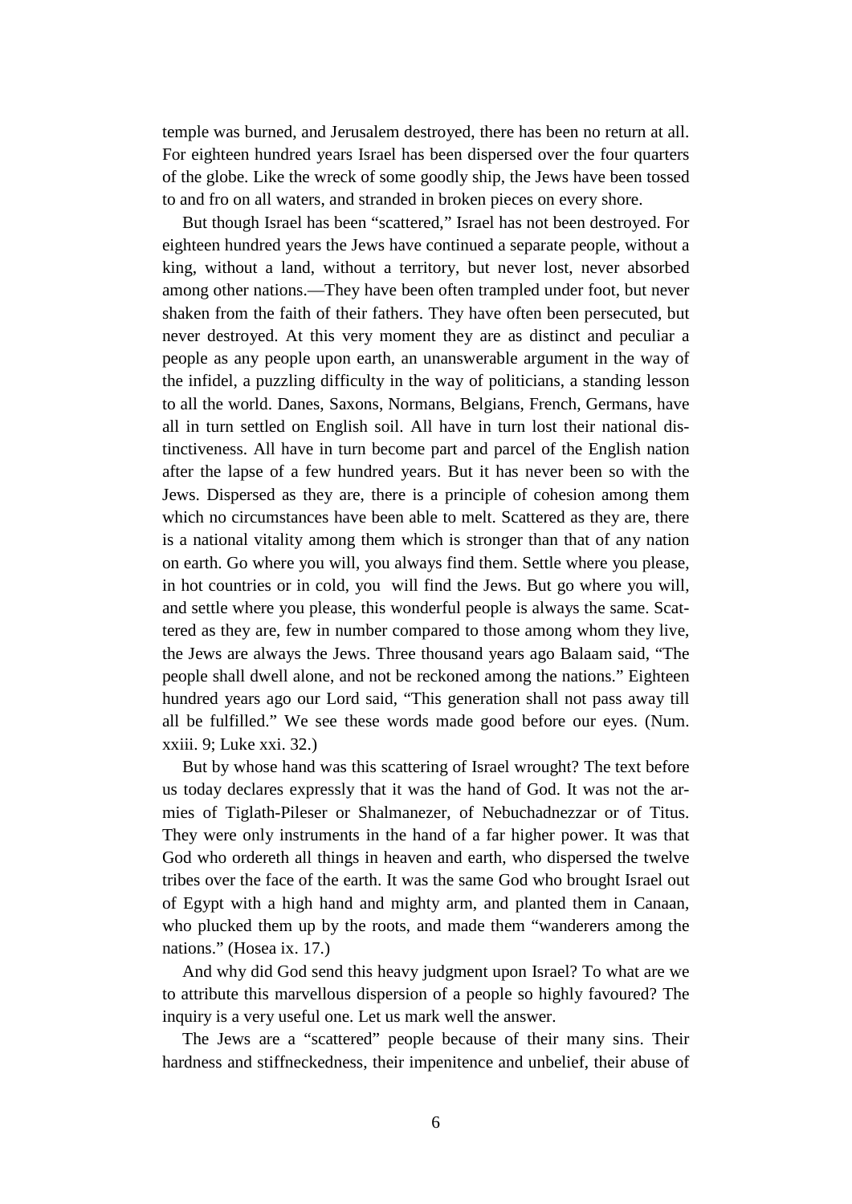temple was burned, and Jerusalem destroyed, there has been no return at all. For eighteen hundred years Israel has been dispersed over the four quarters of the globe. Like the wreck of some goodly ship, the Jews have been tossed to and fro on all waters, and stranded in broken pieces on every shore.

But though Israel has been "scattered," Israel has not been destroyed. For eighteen hundred years the Jews have continued a separate people, without a king, without a land, without a territory, but never lost, never absorbed among other nations.—They have been often trampled under foot, but never shaken from the faith of their fathers. They have often been persecuted, but never destroyed. At this very moment they are as distinct and peculiar a people as any people upon earth, an unanswerable argument in the way of the infidel, a puzzling difficulty in the way of politicians, a standing lesson to all the world. Danes, Saxons, Normans, Belgians, French, Germans, have all in turn settled on English soil. All have in turn lost their national distinctiveness. All have in turn become part and parcel of the English nation after the lapse of a few hundred years. But it has never been so with the Jews. Dispersed as they are, there is a principle of cohesion among them which no circumstances have been able to melt. Scattered as they are, there is a national vitality among them which is stronger than that of any nation on earth. Go where you will, you always find them. Settle where you please, in hot countries or in cold, you will find the Jews. But go where you will, and settle where you please, this wonderful people is always the same. Scattered as they are, few in number compared to those among whom they live, the Jews are always the Jews. Three thousand years ago Balaam said, "The people shall dwell alone, and not be reckoned among the nations." Eighteen hundred years ago our Lord said, "This generation shall not pass away till all be fulfilled." We see these words made good before our eyes. (Num. xxiii. 9; Luke xxi. 32.)

But by whose hand was this scattering of Israel wrought? The text before us today declares expressly that it was the hand of God. It was not the armies of Tiglath-Pileser or Shalmanezer, of Nebuchadnezzar or of Titus. They were only instruments in the hand of a far higher power. It was that God who ordereth all things in heaven and earth, who dispersed the twelve tribes over the face of the earth. It was the same God who brought Israel out of Egypt with a high hand and mighty arm, and planted them in Canaan, who plucked them up by the roots, and made them "wanderers among the nations." (Hosea ix. 17.)

And why did God send this heavy judgment upon Israel? To what are we to attribute this marvellous dispersion of a people so highly favoured? The inquiry is a very useful one. Let us mark well the answer.

The Jews are a "scattered" people because of their many sins. Their hardness and stiffneckedness, their impenitence and unbelief, their abuse of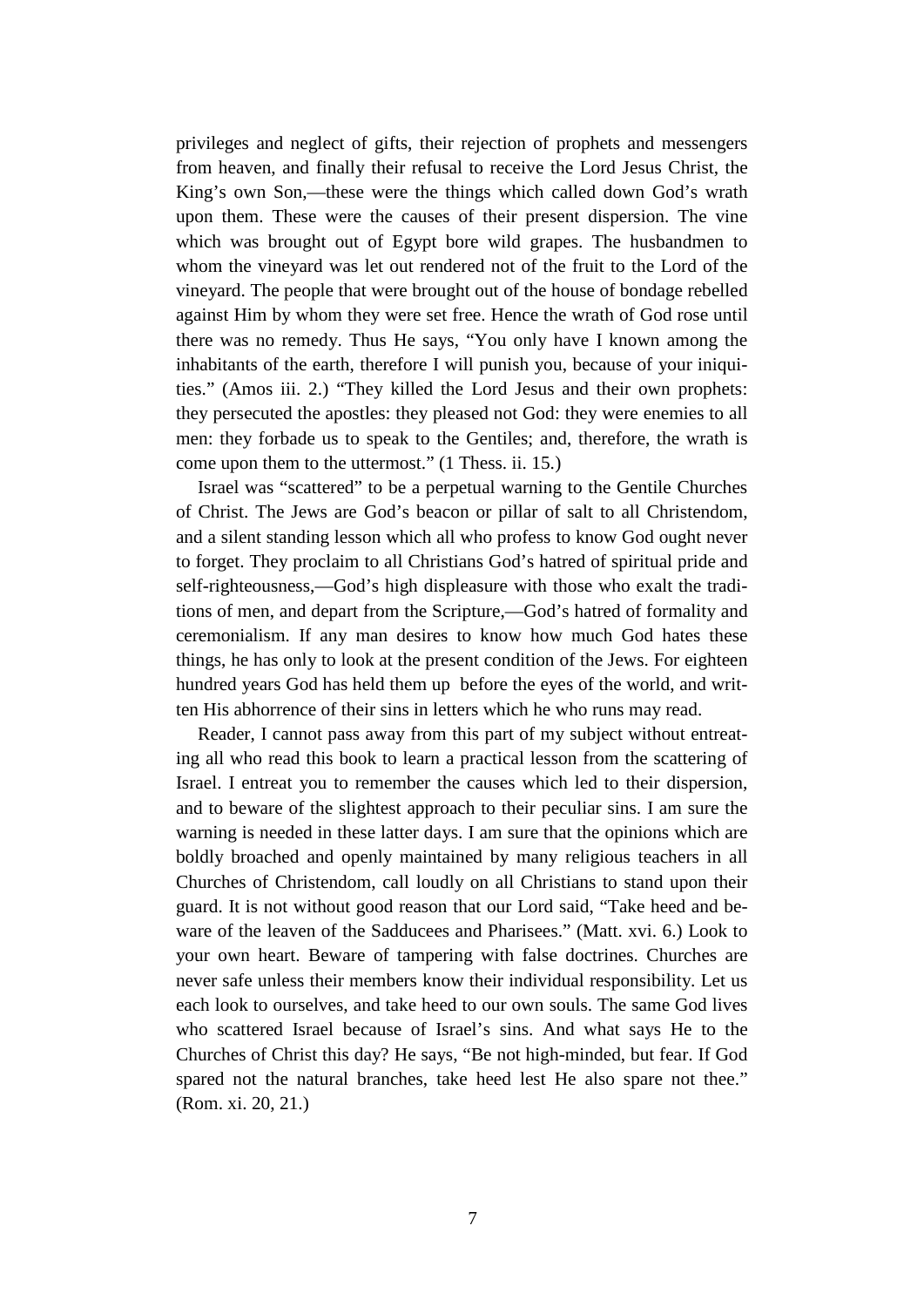privileges and neglect of gifts, their rejection of prophets and messengers from heaven, and finally their refusal to receive the Lord Jesus Christ, the King's own Son,—these were the things which called down God's wrath upon them. These were the causes of their present dispersion. The vine which was brought out of Egypt bore wild grapes. The husbandmen to whom the vineyard was let out rendered not of the fruit to the Lord of the vineyard. The people that were brought out of the house of bondage rebelled against Him by whom they were set free. Hence the wrath of God rose until there was no remedy. Thus He says, "You only have I known among the inhabitants of the earth, therefore I will punish you, because of your iniquities." (Amos iii. 2.) "They killed the Lord Jesus and their own prophets: they persecuted the apostles: they pleased not God: they were enemies to all men: they forbade us to speak to the Gentiles; and, therefore, the wrath is come upon them to the uttermost." (1 Thess. ii. 15.)

Israel was "scattered" to be a perpetual warning to the Gentile Churches of Christ. The Jews are God's beacon or pillar of salt to all Christendom, and a silent standing lesson which all who profess to know God ought never to forget. They proclaim to all Christians God's hatred of spiritual pride and self-righteousness,—God's high displeasure with those who exalt the traditions of men, and depart from the Scripture,—God's hatred of formality and ceremonialism. If any man desires to know how much God hates these things, he has only to look at the present condition of the Jews. For eighteen hundred years God has held them up before the eyes of the world, and written His abhorrence of their sins in letters which he who runs may read.

Reader, I cannot pass away from this part of my subject without entreating all who read this book to learn a practical lesson from the scattering of Israel. I entreat you to remember the causes which led to their dispersion, and to beware of the slightest approach to their peculiar sins. I am sure the warning is needed in these latter days. I am sure that the opinions which are boldly broached and openly maintained by many religious teachers in all Churches of Christendom, call loudly on all Christians to stand upon their guard. It is not without good reason that our Lord said, "Take heed and beware of the leaven of the Sadducees and Pharisees." (Matt. xvi. 6.) Look to your own heart. Beware of tampering with false doctrines. Churches are never safe unless their members know their individual responsibility. Let us each look to ourselves, and take heed to our own souls. The same God lives who scattered Israel because of Israel's sins. And what says He to the Churches of Christ this day? He says, "Be not high-minded, but fear. If God spared not the natural branches, take heed lest He also spare not thee." (Rom. xi. 20, 21.)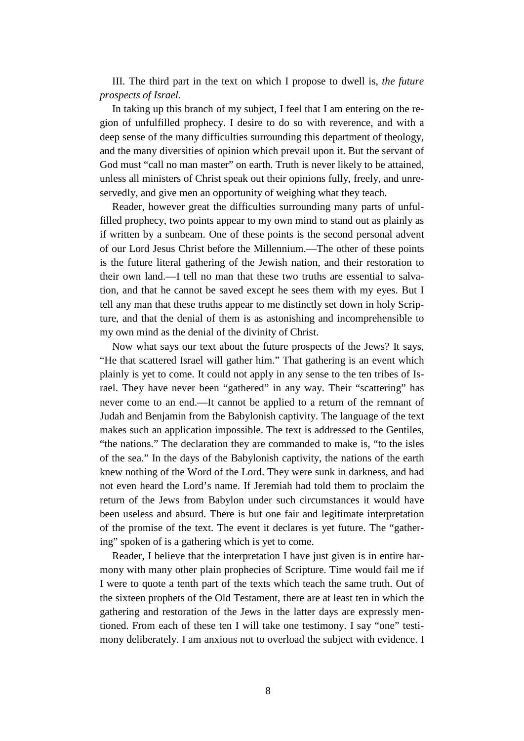III. The third part in the text on which I propose to dwell is, *the future prospects of Israel.*

In taking up this branch of my subject, I feel that I am entering on the region of unfulfilled prophecy. I desire to do so with reverence, and with a deep sense of the many difficulties surrounding this department of theology, and the many diversities of opinion which prevail upon it. But the servant of God must "call no man master" on earth. Truth is never likely to be attained, unless all ministers of Christ speak out their opinions fully, freely, and unreservedly, and give men an opportunity of weighing what they teach.

Reader, however great the difficulties surrounding many parts of unfulfilled prophecy, two points appear to my own mind to stand out as plainly as if written by a sunbeam. One of these points is the second personal advent of our Lord Jesus Christ before the Millennium.—The other of these points is the future literal gathering of the Jewish nation, and their restoration to their own land.—I tell no man that these two truths are essential to salvation, and that he cannot be saved except he sees them with my eyes. But I tell any man that these truths appear to me distinctly set down in holy Scripture, and that the denial of them is as astonishing and incomprehensible to my own mind as the denial of the divinity of Christ.

Now what says our text about the future prospects of the Jews? It says, "He that scattered Israel will gather him." That gathering is an event which plainly is yet to come. It could not apply in any sense to the ten tribes of Israel. They have never been "gathered" in any way. Their "scattering" has never come to an end.—It cannot be applied to a return of the remnant of Judah and Benjamin from the Babylonish captivity. The language of the text makes such an application impossible. The text is addressed to the Gentiles, "the nations." The declaration they are commanded to make is, "to the isles of the sea." In the days of the Babylonish captivity, the nations of the earth knew nothing of the Word of the Lord. They were sunk in darkness, and had not even heard the Lord's name. If Jeremiah had told them to proclaim the return of the Jews from Babylon under such circumstances it would have been useless and absurd. There is but one fair and legitimate interpretation of the promise of the text. The event it declares is yet future. The "gathering" spoken of is a gathering which is yet to come.

Reader, I believe that the interpretation I have just given is in entire harmony with many other plain prophecies of Scripture. Time would fail me if I were to quote a tenth part of the texts which teach the same truth. Out of the sixteen prophets of the Old Testament, there are at least ten in which the gathering and restoration of the Jews in the latter days are expressly mentioned. From each of these ten I will take one testimony. I say "one" testimony deliberately. I am anxious not to overload the subject with evidence. I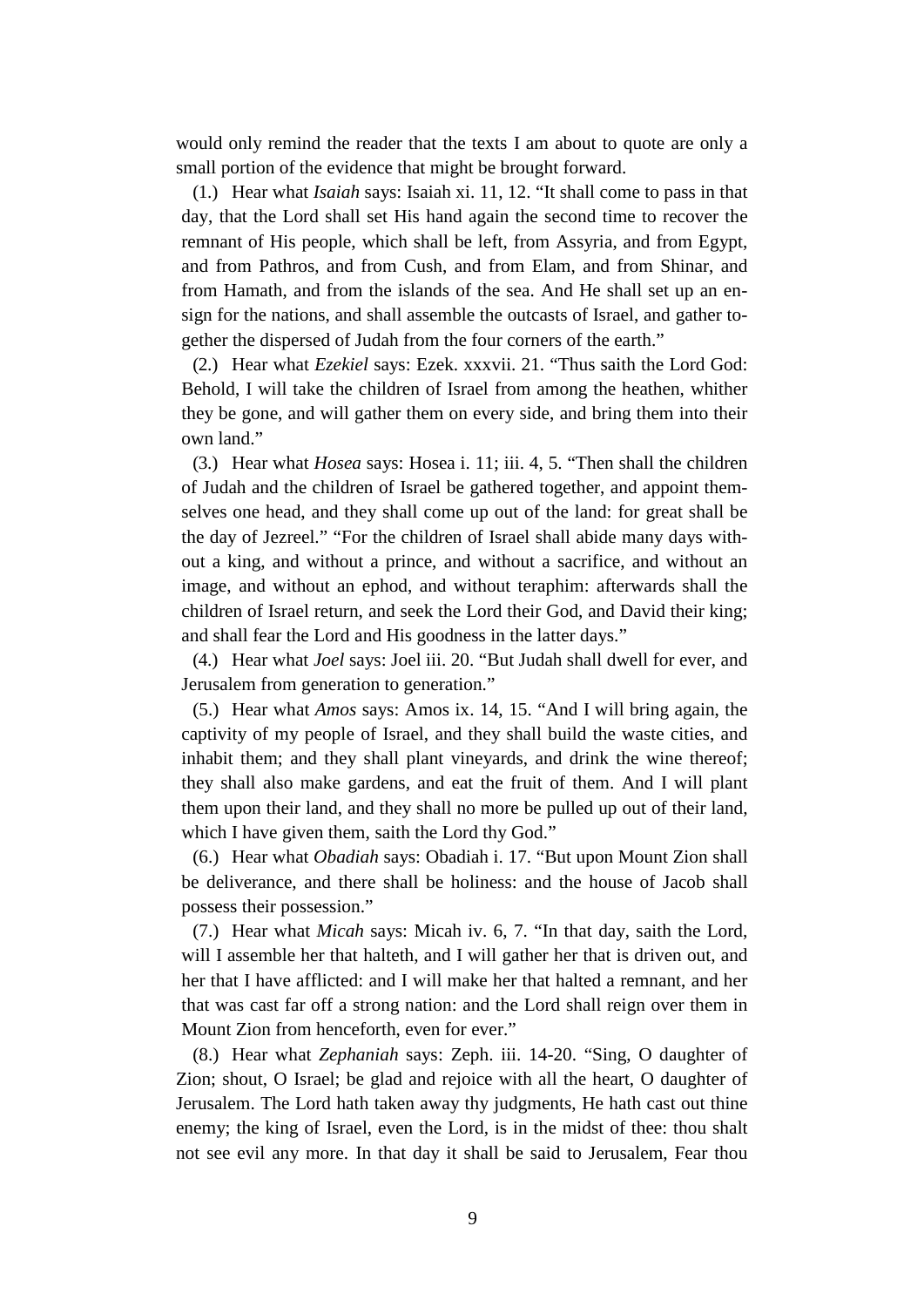would only remind the reader that the texts I am about to quote are only a small portion of the evidence that might be brought forward.

(1.) Hear what *Isaiah* says: Isaiah xi. 11, 12. "It shall come to pass in that day, that the Lord shall set His hand again the second time to recover the remnant of His people, which shall be left, from Assyria, and from Egypt, and from Pathros, and from Cush, and from Elam, and from Shinar, and from Hamath, and from the islands of the sea. And He shall set up an ensign for the nations, and shall assemble the outcasts of Israel, and gather together the dispersed of Judah from the four corners of the earth."

(2.) Hear what *Ezekiel* says: Ezek. xxxvii. 21. "Thus saith the Lord God: Behold, I will take the children of Israel from among the heathen, whither they be gone, and will gather them on every side, and bring them into their own land."

(3.) Hear what *Hosea* says: Hosea i. 11; iii. 4, 5. "Then shall the children of Judah and the children of Israel be gathered together, and appoint themselves one head, and they shall come up out of the land: for great shall be the day of Jezreel." "For the children of Israel shall abide many days without a king, and without a prince, and without a sacrifice, and without an image, and without an ephod, and without teraphim: afterwards shall the children of Israel return, and seek the Lord their God, and David their king; and shall fear the Lord and His goodness in the latter days."

(4.) Hear what *Joel* says: Joel iii. 20. "But Judah shall dwell for ever, and Jerusalem from generation to generation."

(5.) Hear what *Amos* says: Amos ix. 14, 15. "And I will bring again, the captivity of my people of Israel, and they shall build the waste cities, and inhabit them; and they shall plant vineyards, and drink the wine thereof; they shall also make gardens, and eat the fruit of them. And I will plant them upon their land, and they shall no more be pulled up out of their land, which I have given them, saith the Lord thy God."

(6.) Hear what *Obadiah* says: Obadiah i. 17. "But upon Mount Zion shall be deliverance, and there shall be holiness: and the house of Jacob shall possess their possession."

(7.) Hear what *Micah* says: Micah iv. 6, 7. "In that day, saith the Lord, will I assemble her that halteth, and I will gather her that is driven out, and her that I have afflicted: and I will make her that halted a remnant, and her that was cast far off a strong nation: and the Lord shall reign over them in Mount Zion from henceforth, even for ever."

(8.) Hear what *Zephaniah* says: Zeph. iii. 14-20. "Sing, O daughter of Zion; shout, O Israel; be glad and rejoice with all the heart, O daughter of Jerusalem. The Lord hath taken away thy judgments, He hath cast out thine enemy; the king of Israel, even the Lord, is in the midst of thee: thou shalt not see evil any more. In that day it shall be said to Jerusalem, Fear thou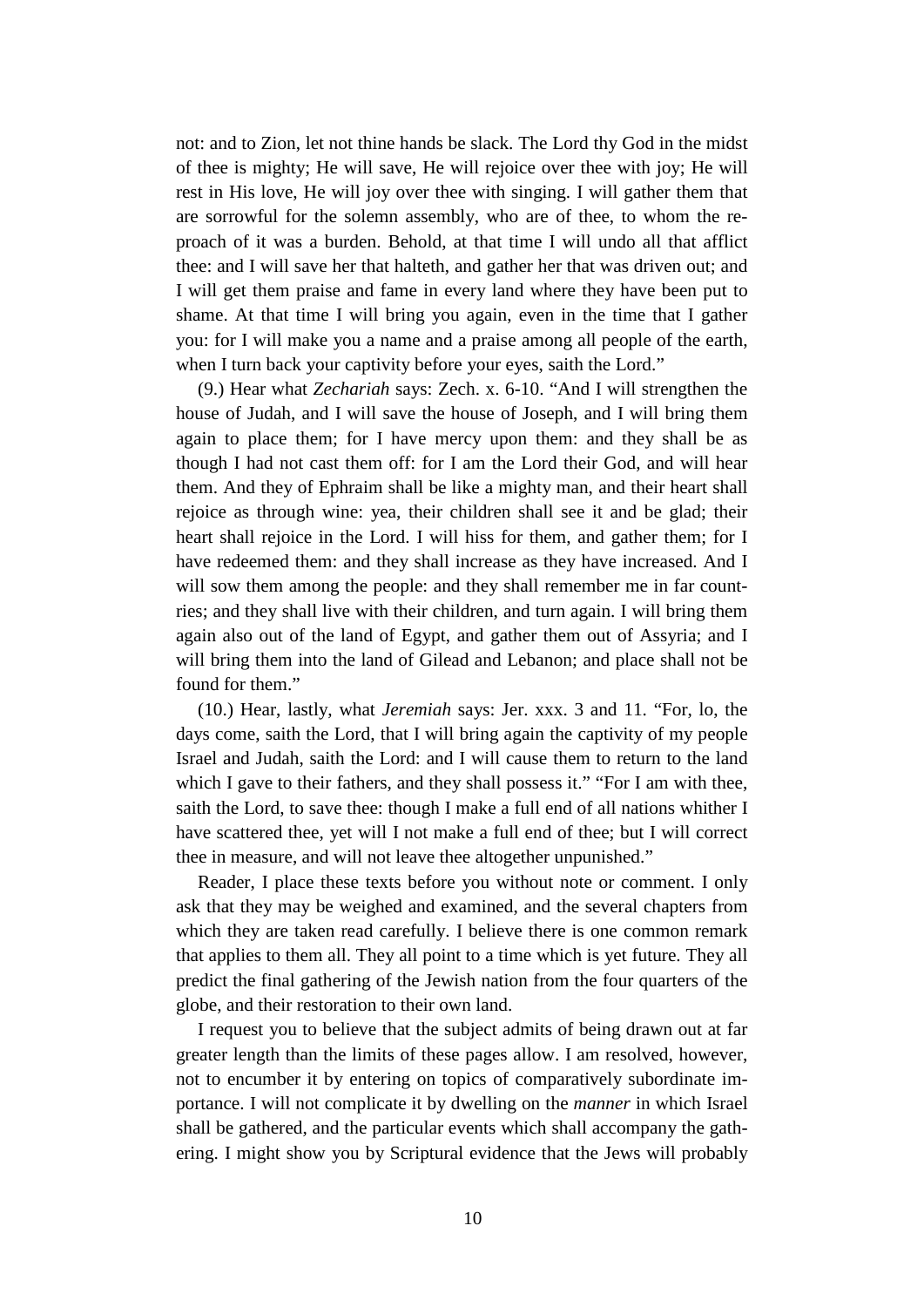not: and to Zion, let not thine hands be slack. The Lord thy God in the midst of thee is mighty; He will save, He will rejoice over thee with joy; He will rest in His love, He will joy over thee with singing. I will gather them that are sorrowful for the solemn assembly, who are of thee, to whom the reproach of it was a burden. Behold, at that time I will undo all that afflict thee: and I will save her that halteth, and gather her that was driven out; and I will get them praise and fame in every land where they have been put to shame. At that time I will bring you again, even in the time that I gather you: for I will make you a name and a praise among all people of the earth, when I turn back your captivity before your eyes, saith the Lord."

(9.) Hear what *Zechariah* says: Zech. x. 6-10. "And I will strengthen the house of Judah, and I will save the house of Joseph, and I will bring them again to place them; for I have mercy upon them: and they shall be as though I had not cast them off: for I am the Lord their God, and will hear them. And they of Ephraim shall be like a mighty man, and their heart shall rejoice as through wine: yea, their children shall see it and be glad; their heart shall rejoice in the Lord. I will hiss for them, and gather them; for I have redeemed them: and they shall increase as they have increased. And I will sow them among the people: and they shall remember me in far countries; and they shall live with their children, and turn again. I will bring them again also out of the land of Egypt, and gather them out of Assyria; and I will bring them into the land of Gilead and Lebanon; and place shall not be found for them."

(10.) Hear, lastly, what *Jeremiah* says: Jer. xxx. 3 and 11. "For, lo, the days come, saith the Lord, that I will bring again the captivity of my people Israel and Judah, saith the Lord: and I will cause them to return to the land which I gave to their fathers, and they shall possess it." "For I am with thee, saith the Lord, to save thee: though I make a full end of all nations whither I have scattered thee, yet will I not make a full end of thee; but I will correct thee in measure, and will not leave thee altogether unpunished."

Reader, I place these texts before you without note or comment. I only ask that they may be weighed and examined, and the several chapters from which they are taken read carefully. I believe there is one common remark that applies to them all. They all point to a time which is yet future. They all predict the final gathering of the Jewish nation from the four quarters of the globe, and their restoration to their own land.

I request you to believe that the subject admits of being drawn out at far greater length than the limits of these pages allow. I am resolved, however, not to encumber it by entering on topics of comparatively subordinate importance. I will not complicate it by dwelling on the *manner* in which Israel shall be gathered, and the particular events which shall accompany the gathering. I might show you by Scriptural evidence that the Jews will probably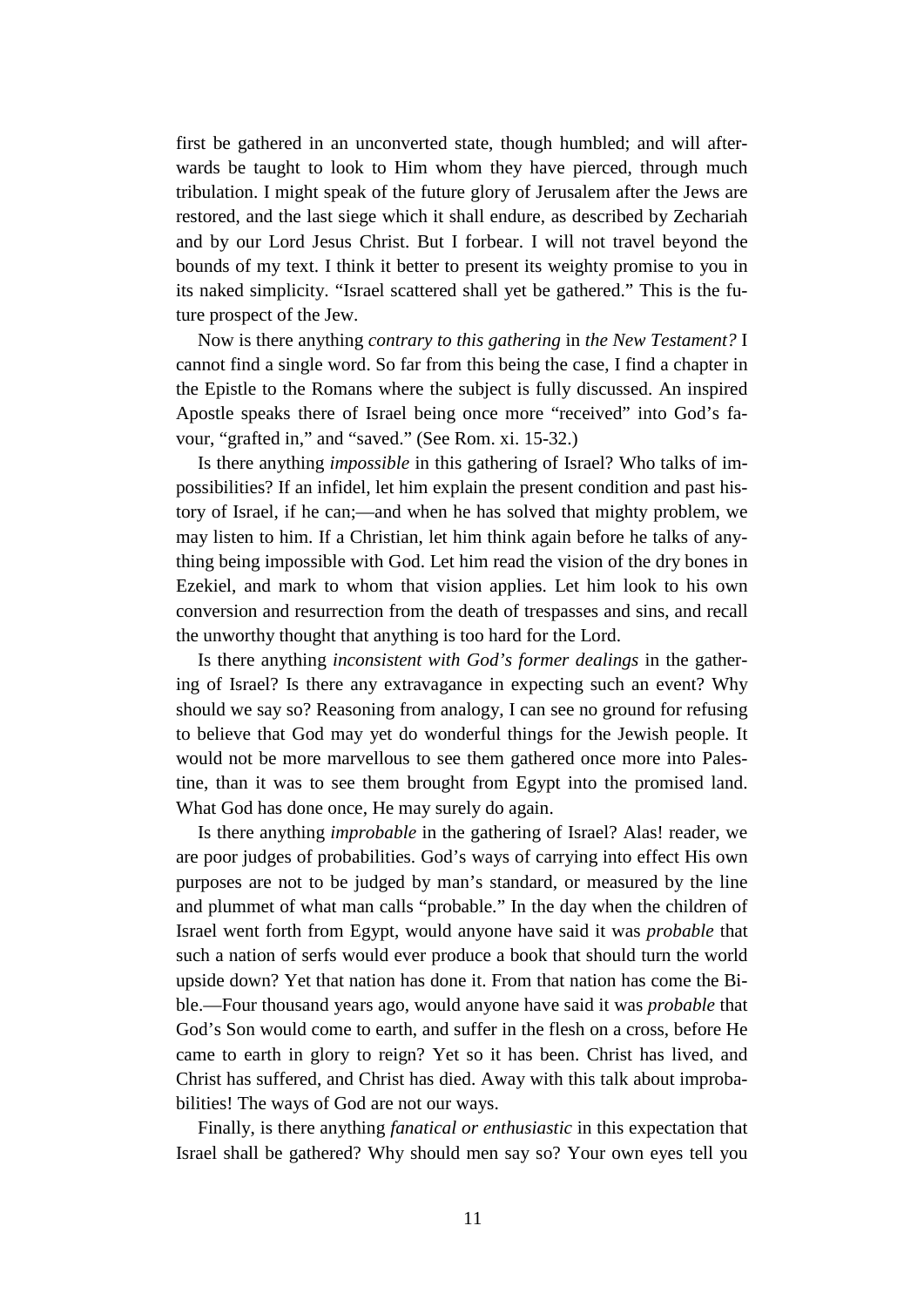first be gathered in an unconverted state, though humbled; and will afterwards be taught to look to Him whom they have pierced, through much tribulation. I might speak of the future glory of Jerusalem after the Jews are restored, and the last siege which it shall endure, as described by Zechariah and by our Lord Jesus Christ. But I forbear. I will not travel beyond the bounds of my text. I think it better to present its weighty promise to you in its naked simplicity. "Israel scattered shall yet be gathered." This is the future prospect of the Jew.

Now is there anything *contrary to this gathering* in *the New Testament?* I cannot find a single word. So far from this being the case, I find a chapter in the Epistle to the Romans where the subject is fully discussed. An inspired Apostle speaks there of Israel being once more "received" into God's favour, "grafted in," and "saved." (See Rom. xi. 15-32.)

Is there anything *impossible* in this gathering of Israel? Who talks of impossibilities? If an infidel, let him explain the present condition and past history of Israel, if he can;—and when he has solved that mighty problem, we may listen to him. If a Christian, let him think again before he talks of anything being impossible with God. Let him read the vision of the dry bones in Ezekiel, and mark to whom that vision applies. Let him look to his own conversion and resurrection from the death of trespasses and sins, and recall the unworthy thought that anything is too hard for the Lord.

Is there anything *inconsistent with God's former dealings* in the gathering of Israel? Is there any extravagance in expecting such an event? Why should we say so? Reasoning from analogy, I can see no ground for refusing to believe that God may yet do wonderful things for the Jewish people. It would not be more marvellous to see them gathered once more into Palestine, than it was to see them brought from Egypt into the promised land. What God has done once, He may surely do again.

Is there anything *improbable* in the gathering of Israel? Alas! reader, we are poor judges of probabilities. God's ways of carrying into effect His own purposes are not to be judged by man's standard, or measured by the line and plummet of what man calls "probable." In the day when the children of Israel went forth from Egypt, would anyone have said it was *probable* that such a nation of serfs would ever produce a book that should turn the world upside down? Yet that nation has done it. From that nation has come the Bible.—Four thousand years ago, would anyone have said it was *probable* that God's Son would come to earth, and suffer in the flesh on a cross, before He came to earth in glory to reign? Yet so it has been. Christ has lived, and Christ has suffered, and Christ has died. Away with this talk about improbabilities! The ways of God are not our ways.

Finally, is there anything *fanatical or enthusiastic* in this expectation that Israel shall be gathered? Why should men say so? Your own eyes tell you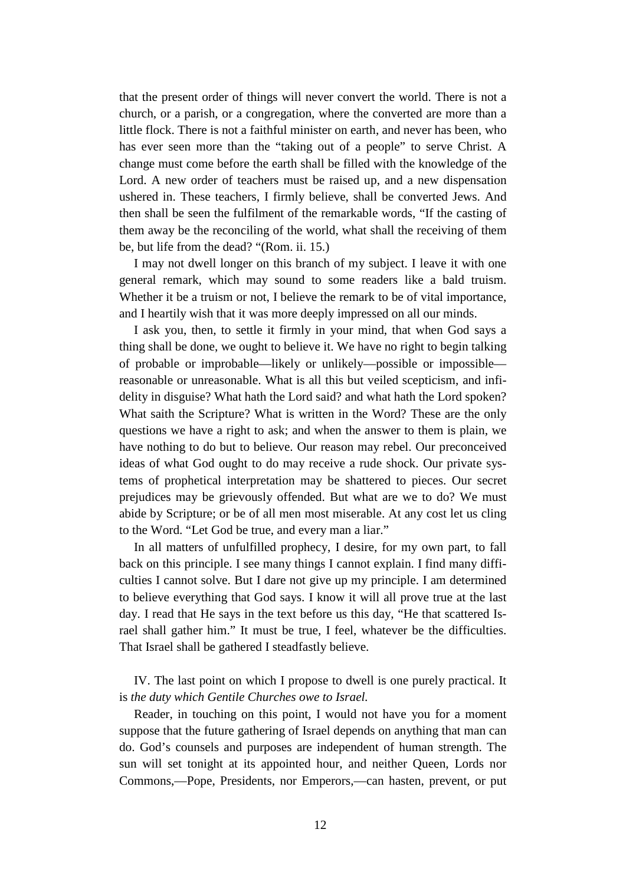that the present order of things will never convert the world. There is not a church, or a parish, or a congregation, where the converted are more than a little flock. There is not a faithful minister on earth, and never has been, who has ever seen more than the "taking out of a people" to serve Christ. A change must come before the earth shall be filled with the knowledge of the Lord. A new order of teachers must be raised up, and a new dispensation ushered in. These teachers, I firmly believe, shall be converted Jews. And then shall be seen the fulfilment of the remarkable words, "If the casting of them away be the reconciling of the world, what shall the receiving of them be, but life from the dead? "(Rom. ii. 15.)

I may not dwell longer on this branch of my subject. I leave it with one general remark, which may sound to some readers like a bald truism. Whether it be a truism or not, I believe the remark to be of vital importance, and I heartily wish that it was more deeply impressed on all our minds.

I ask you, then, to settle it firmly in your mind, that when God says a thing shall be done, we ought to believe it. We have no right to begin talking of probable or improbable—likely or unlikely—possible or impossible—reasonable or unreasonable. What is all this but veiled scepticism, and infidelity in disguise? What hath the Lord said? and what hath the Lord spoken? What saith the Scripture? What is written in the Word? These are the only questions we have a right to ask; and when the answer to them is plain, we have nothing to do but to believe. Our reason may rebel. Our preconceived ideas of what God ought to do may receive a rude shock. Our private systems of prophetical interpretation may be shattered to pieces. Our secret prejudices may be grievously offended. But what are we to do? We must abide by Scripture; or be of all men most miserable. At any cost let us cling to the Word. "Let God be true, and every man a liar."

In all matters of unfulfilled prophecy, I desire, for my own part, to fall back on this principle. I see many things I cannot explain. I find many difficulties I cannot solve. But I dare not give up my principle. I am determined to believe everything that God says. I know it will all prove true at the last day. I read that He says in the text before us this day, "He that scattered Israel shall gather him." It must be true, I feel, whatever be the difficulties. That Israel shall be gathered I steadfastly believe.

IV. The last point on which I propose to dwell is one purely practical. It is *the duty which Gentile Churches owe to Israel.*

Reader, in touching on this point, I would not have you for a moment suppose that the future gathering of Israel depends on anything that man can do. God's counsels and purposes are independent of human strength. The sun will set tonight at its appointed hour, and neither Queen, Lords nor Commons,—Pope, Presidents, nor Emperors,—can hasten, prevent, or put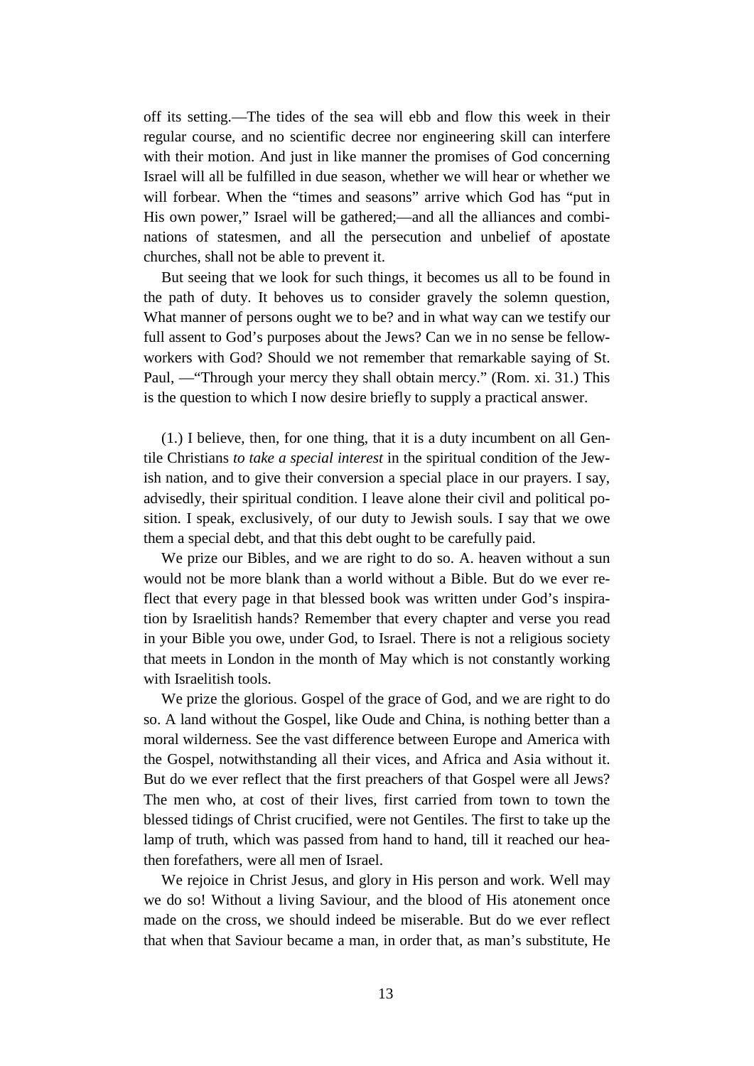off its setting.—The tides of the sea will ebb and flow this week in their regular course, and no scientific decree nor engineering skill can interfere with their motion. And just in like manner the promises of God concerning Israel will all be fulfilled in due season, whether we will hear or whether we will forbear. When the "times and seasons" arrive which God has "put in His own power," Israel will be gathered;—and all the alliances and combinations of statesmen, and all the persecution and unbelief of apostate churches, shall not be able to prevent it.

But seeing that we look for such things, it becomes us all to be found in the path of duty. It behoves us to consider gravely the solemn question, What manner of persons ought we to be? and in what way can we testify our full assent to God's purposes about the Jews? Can we in no sense be fellow-workers with God? Should we not remember that remarkable saying of St. Paul, —"Through your mercy they shall obtain mercy." (Rom. xi. 31.) This is the question to which I now desire briefly to supply a practical answer.

(1.) I believe, then, for one thing, that it is a duty incumbent on all Gentile Christians *to take a special interest* in the spiritual condition of the Jewish nation, and to give their conversion a special place in our prayers. I say, advisedly, their spiritual condition. I leave alone their civil and political position. I speak, exclusively, of our duty to Jewish souls. I say that we owe them a special debt, and that this debt ought to be carefully paid.

We prize our Bibles, and we are right to do so. A. heaven without a sun would not be more blank than a world without a Bible. But do we ever reflect that every page in that blessed book was written under God's inspiration by Israelitish hands? Remember that every chapter and verse you read in your Bible you owe, under God, to Israel. There is not a religious society that meets in London in the month of May which is not constantly working with Israelitish tools.

We prize the glorious. Gospel of the grace of God, and we are right to do so. A land without the Gospel, like Oude and China, is nothing better than a moral wilderness. See the vast difference between Europe and America with the Gospel, notwithstanding all their vices, and Africa and Asia without it. But do we ever reflect that the first preachers of that Gospel were all Jews? The men who, at cost of their lives, first carried from town to town the blessed tidings of Christ crucified, were not Gentiles. The first to take up the lamp of truth, which was passed from hand to hand, till it reached our heathen forefathers, were all men of Israel.

We rejoice in Christ Jesus, and glory in His person and work. Well may we do so! Without a living Saviour, and the blood of His atonement once made on the cross, we should indeed be miserable. But do we ever reflect that when that Saviour became a man, in order that, as man's substitute, He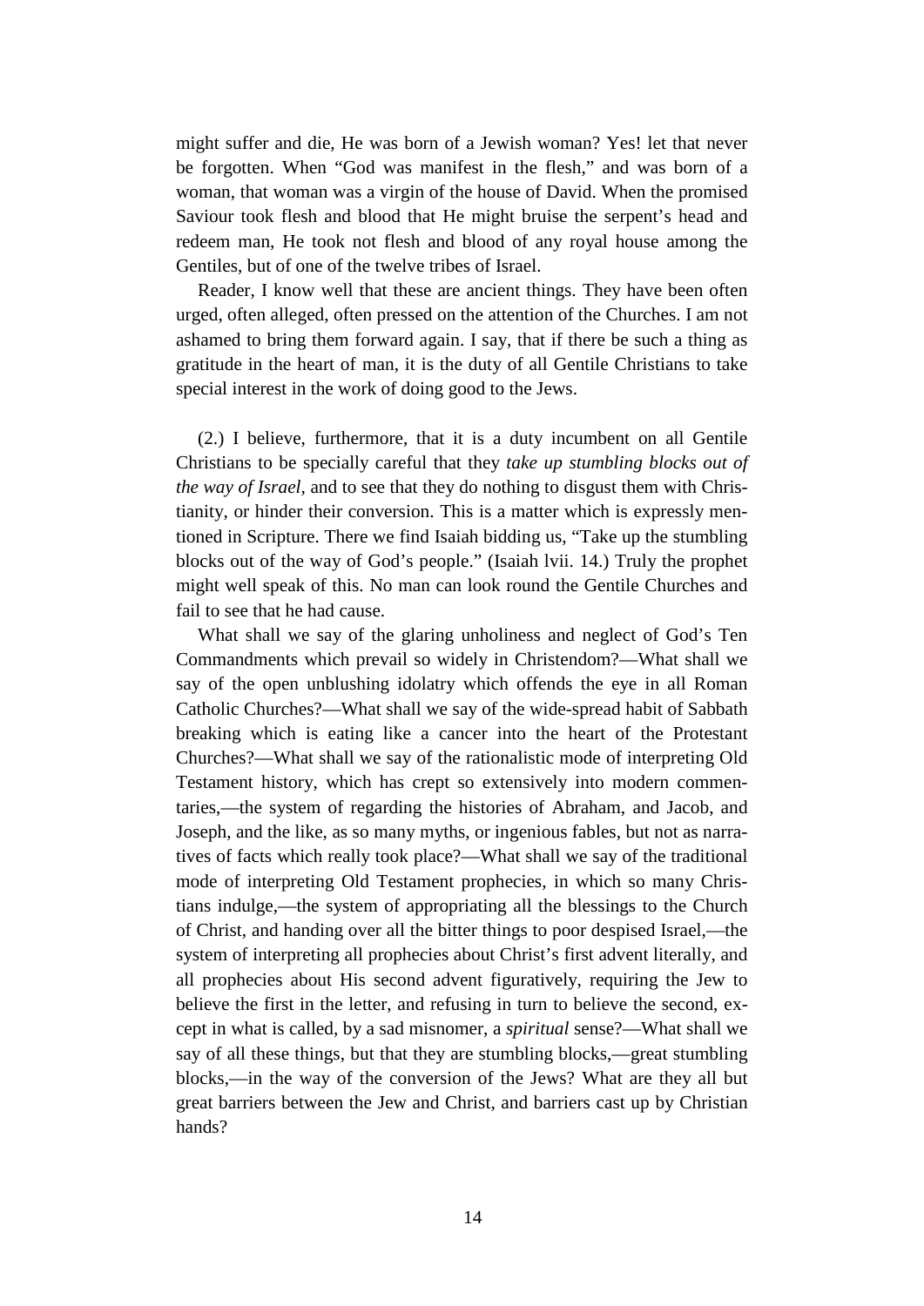might suffer and die, He was born of a Jewish woman? Yes! let that never be forgotten. When "God was manifest in the flesh," and was born of a woman, that woman was a virgin of the house of David. When the promised Saviour took flesh and blood that He might bruise the serpent's head and redeem man, He took not flesh and blood of any royal house among the Gentiles, but of one of the twelve tribes of Israel.

Reader, I know well that these are ancient things. They have been often urged, often alleged, often pressed on the attention of the Churches. I am not ashamed to bring them forward again. I say, that if there be such a thing as gratitude in the heart of man, it is the duty of all Gentile Christians to take special interest in the work of doing good to the Jews.

(2.) I believe, furthermore, that it is a duty incumbent on all Gentile Christians to be specially careful that they *take up stumbling blocks out of the way of Israel,* and to see that they do nothing to disgust them with Christianity, or hinder their conversion. This is a matter which is expressly mentioned in Scripture. There we find Isaiah bidding us, "Take up the stumbling blocks out of the way of God's people." (Isaiah lvii. 14.) Truly the prophet might well speak of this. No man can look round the Gentile Churches and fail to see that he had cause.

What shall we say of the glaring unholiness and neglect of God's Ten Commandments which prevail so widely in Christendom?—What shall we say of the open unblushing idolatry which offends the eye in all Roman Catholic Churches?—What shall we say of the wide-spread habit of Sabbath breaking which is eating like a cancer into the heart of the Protestant Churches?—What shall we say of the rationalistic mode of interpreting Old Testament history, which has crept so extensively into modern commentaries,—the system of regarding the histories of Abraham, and Jacob, and Joseph, and the like, as so many myths, or ingenious fables, but not as narratives of facts which really took place?—What shall we say of the traditional mode of interpreting Old Testament prophecies, in which so many Christians indulge,—the system of appropriating all the blessings to the Church of Christ, and handing over all the bitter things to poor despised Israel,—the system of interpreting all prophecies about Christ's first advent literally, and all prophecies about His second advent figuratively, requiring the Jew to believe the first in the letter, and refusing in turn to believe the second, except in what is called, by a sad misnomer, a *spiritual* sense?—What shall we say of all these things, but that they are stumbling blocks,—great stumbling blocks,—in the way of the conversion of the Jews? What are they all but great barriers between the Jew and Christ, and barriers cast up by Christian hands?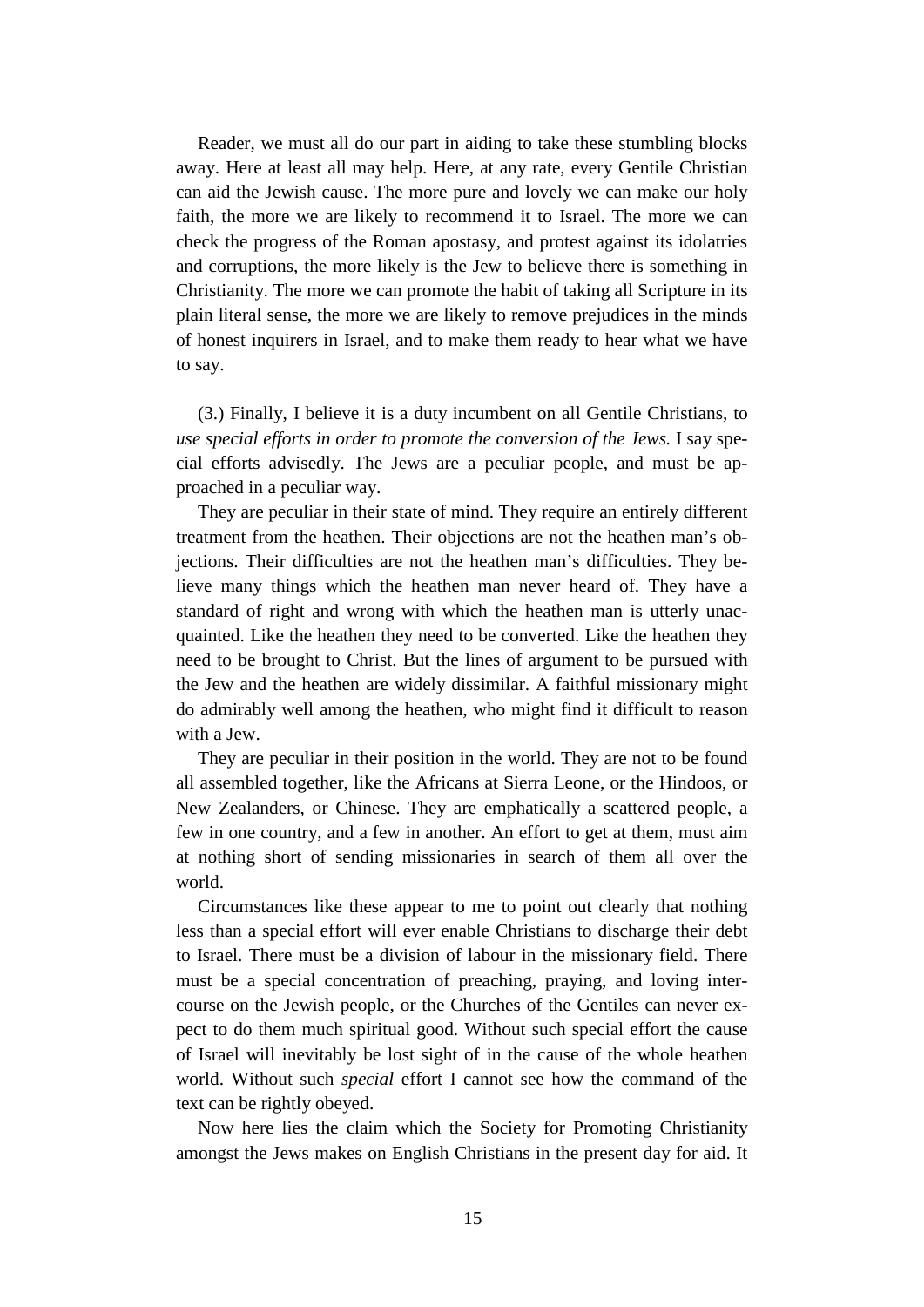Reader, we must all do our part in aiding to take these stumbling blocks away. Here at least all may help. Here, at any rate, every Gentile Christian can aid the Jewish cause. The more pure and lovely we can make our holy faith, the more we are likely to recommend it to Israel. The more we can check the progress of the Roman apostasy, and protest against its idolatries and corruptions, the more likely is the Jew to believe there is something in Christianity. The more we can promote the habit of taking all Scripture in its plain literal sense, the more we are likely to remove prejudices in the minds of honest inquirers in Israel, and to make them ready to hear what we have to say.

(3.) Finally, I believe it is a duty incumbent on all Gentile Christians, to *use special efforts in order to promote the conversion of the Jews.* I say special efforts advisedly. The Jews are a peculiar people, and must be approached in a peculiar way.

They are peculiar in their state of mind. They require an entirely different treatment from the heathen. Their objections are not the heathen man's objections. Their difficulties are not the heathen man's difficulties. They believe many things which the heathen man never heard of. They have a standard of right and wrong with which the heathen man is utterly unacquainted. Like the heathen they need to be converted. Like the heathen they need to be brought to Christ. But the lines of argument to be pursued with the Jew and the heathen are widely dissimilar. A faithful missionary might do admirably well among the heathen, who might find it difficult to reason with a Jew.

They are peculiar in their position in the world. They are not to be found all assembled together, like the Africans at Sierra Leone, or the Hindoos, or New Zealanders, or Chinese. They are emphatically a scattered people, a few in one country, and a few in another. An effort to get at them, must aim at nothing short of sending missionaries in search of them all over the world.

Circumstances like these appear to me to point out clearly that nothing less than a special effort will ever enable Christians to discharge their debt to Israel. There must be a division of labour in the missionary field. There must be a special concentration of preaching, praying, and loving intercourse on the Jewish people, or the Churches of the Gentiles can never expect to do them much spiritual good. Without such special effort the cause of Israel will inevitably be lost sight of in the cause of the whole heathen world. Without such *special* effort I cannot see how the command of the text can be rightly obeyed.

Now here lies the claim which the Society for Promoting Christianity amongst the Jews makes on English Christians in the present day for aid. It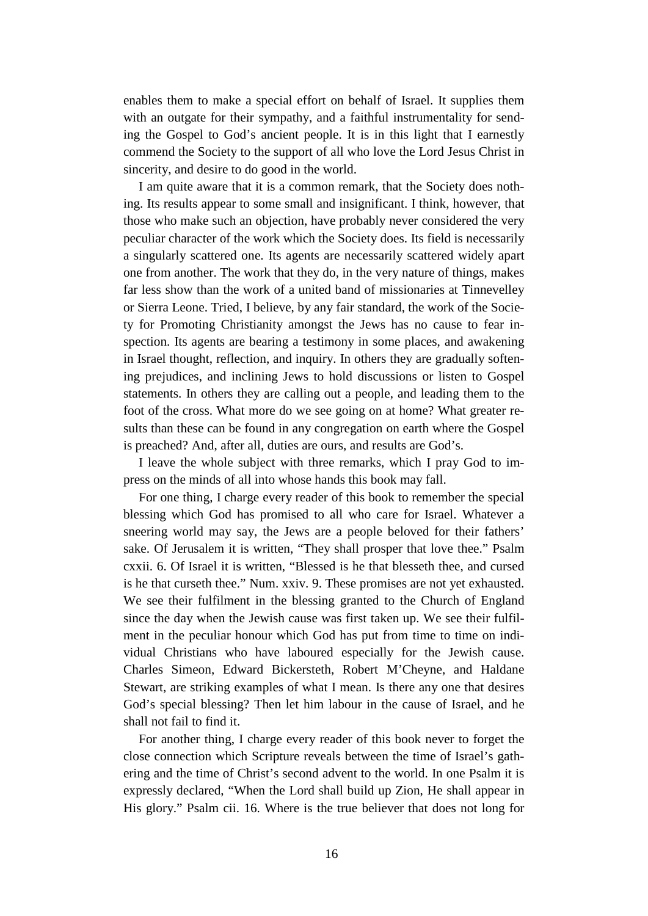enables them to make a special effort on behalf of Israel. It supplies them with an outgate for their sympathy, and a faithful instrumentality for sending the Gospel to God's ancient people. It is in this light that I earnestly commend the Society to the support of all who love the Lord Jesus Christ in sincerity, and desire to do good in the world.

I am quite aware that it is a common remark, that the Society does nothing. Its results appear to some small and insignificant. I think, however, that those who make such an objection, have probably never considered the very peculiar character of the work which the Society does. Its field is necessarily a singularly scattered one. Its agents are necessarily scattered widely apart one from another. The work that they do, in the very nature of things, makes far less show than the work of a united band of missionaries at Tinnevelley or Sierra Leone. Tried, I believe, by any fair standard, the work of the Society for Promoting Christianity amongst the Jews has no cause to fear inspection. Its agents are bearing a testimony in some places, and awakening in Israel thought, reflection, and inquiry. In others they are gradually softening prejudices, and inclining Jews to hold discussions or listen to Gospel statements. In others they are calling out a people, and leading them to the foot of the cross. What more do we see going on at home? What greater results than these can be found in any congregation on earth where the Gospel is preached? And, after all, duties are ours, and results are God's.

I leave the whole subject with three remarks, which I pray God to impress on the minds of all into whose hands this book may fall.

For one thing, I charge every reader of this book to remember the special blessing which God has promised to all who care for Israel. Whatever a sneering world may say, the Jews are a people beloved for their fathers' sake. Of Jerusalem it is written, "They shall prosper that love thee." Psalm cxxii. 6. Of Israel it is written, "Blessed is he that blesseth thee, and cursed is he that curseth thee." Num. xxiv. 9. These promises are not yet exhausted. We see their fulfilment in the blessing granted to the Church of England since the day when the Jewish cause was first taken up. We see their fulfilment in the peculiar honour which God has put from time to time on individual Christians who have laboured especially for the Jewish cause. Charles Simeon, Edward Bickersteth, Robert M'Cheyne, and Haldane Stewart, are striking examples of what I mean. Is there any one that desires God's special blessing? Then let him labour in the cause of Israel, and he shall not fail to find it.

For another thing, I charge every reader of this book never to forget the close connection which Scripture reveals between the time of Israel's gathering and the time of Christ's second advent to the world. In one Psalm it is expressly declared, "When the Lord shall build up Zion, He shall appear in His glory." Psalm cii. 16. Where is the true believer that does not long for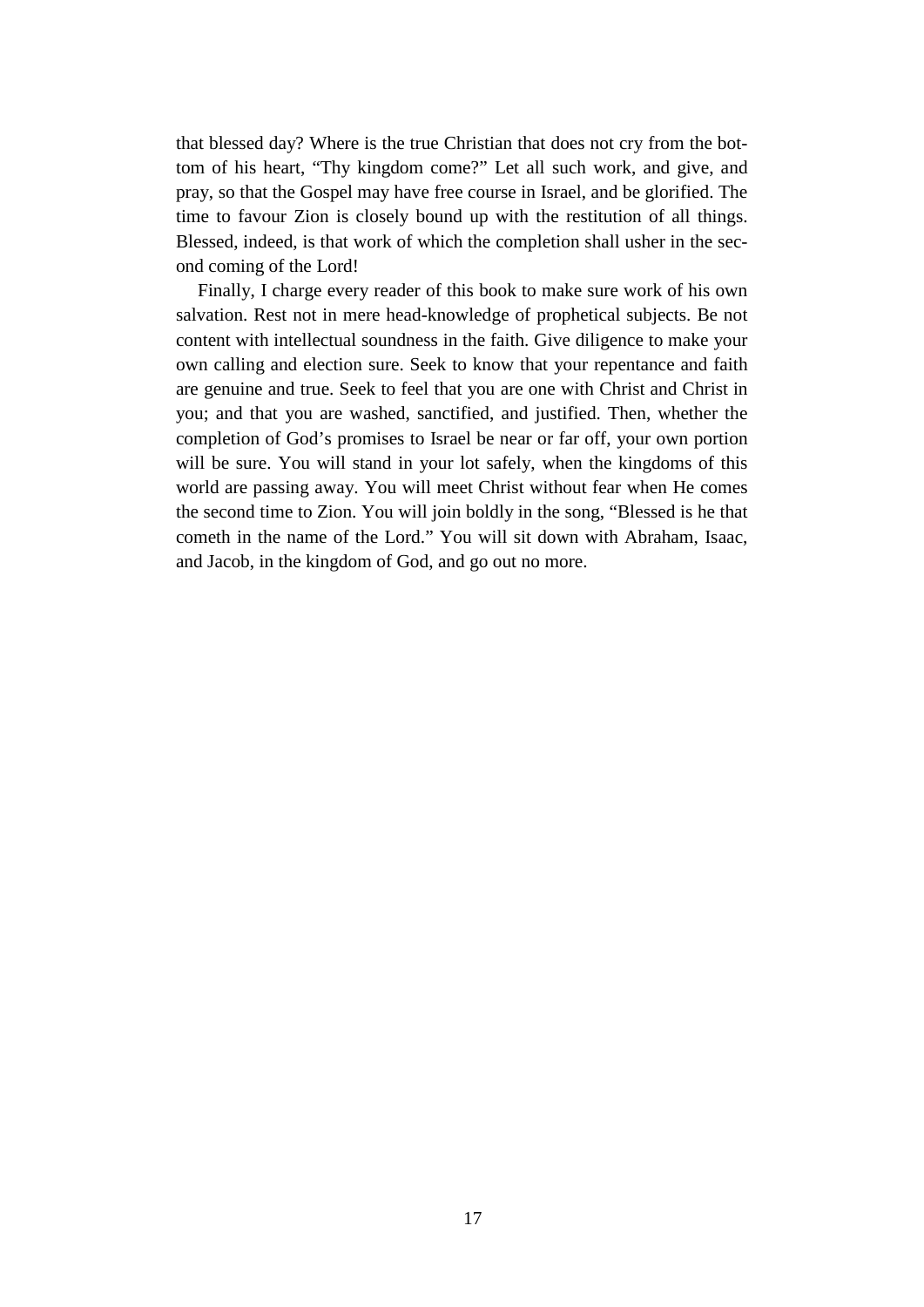that blessed day? Where is the true Christian that does not cry from the bottom of his heart, "Thy kingdom come?" Let all such work, and give, and pray, so that the Gospel may have free course in Israel, and be glorified. The time to favour Zion is closely bound up with the restitution of all things. Blessed, indeed, is that work of which the completion shall usher in the second coming of the Lord!

Finally, I charge every reader of this book to make sure work of his own salvation. Rest not in mere head-knowledge of prophetical subjects. Be not content with intellectual soundness in the faith. Give diligence to make your own calling and election sure. Seek to know that your repentance and faith are genuine and true. Seek to feel that you are one with Christ and Christ in you; and that you are washed, sanctified, and justified. Then, whether the completion of God's promises to Israel be near or far off, your own portion will be sure. You will stand in your lot safely, when the kingdoms of this world are passing away. You will meet Christ without fear when He comes the second time to Zion. You will join boldly in the song, "Blessed is he that cometh in the name of the Lord." You will sit down with Abraham, Isaac, and Jacob, in the kingdom of God, and go out no more.